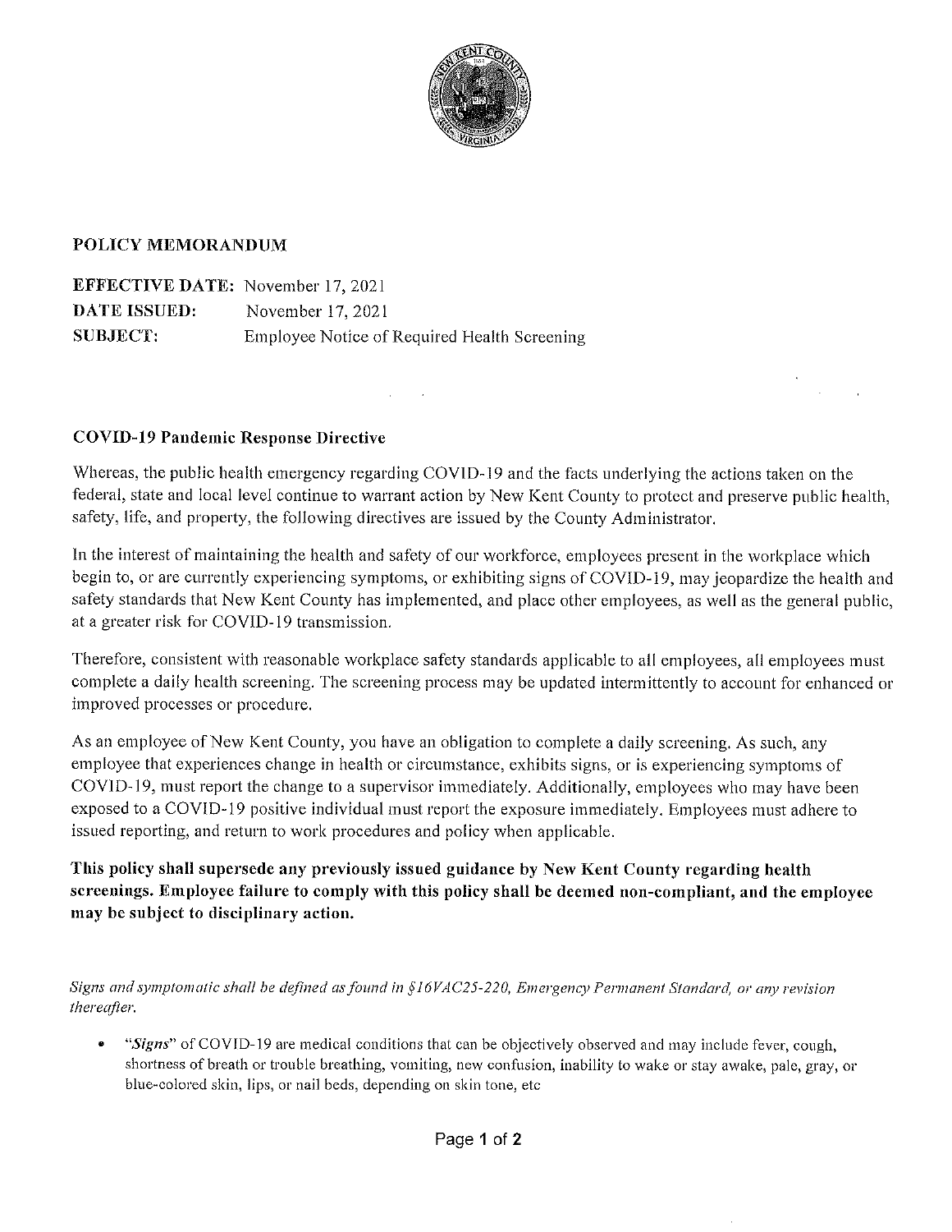## POLICY MEMORANDUM

**EFFECTIVE DATE:** November 17, 2021
**DATE ISSUED:** November 17, 2021
**SUBJECT:** Employee Notice of Required Health Screening

### COVID-19 Pandemic Response Directive

Whereas, the public health emergency regarding COVID-19 and the facts underlying the actions taken on the federal, state and local level continue to warrant action by New Kent County to protect and preserve public health, safety, life, and property, the following directives are issued by the County Administrator.

In the interest of maintaining the health and safety of our workforce, employees present in the workplace which begin to, or are currently experiencing symptoms, or exhibiting signs of COVID-19, may jeopardize the health and safety standards that New Kent County has implemented, and place other employees, as well as the general public, at a greater risk for COVID-19 transmission.

Therefore, consistent with reasonable workplace safety standards applicable to all employees, all employees must complete a daily health screening. The screening process may be updated intermittently to account for enhanced or improved processes or procedure.

As an employee of New Kent County, you have an obligation to complete a daily screening. As such, any employee that experiences change in health or circumstance, exhibits signs, or is experiencing symptoms of COVID-19, must report the change to a supervisor immediately. Additionally, employees who may have been exposed to a COVID-19 positive individual must report the exposure immediately. Employees must adhere to issued reporting, and return to work procedures and policy when applicable.

**This policy shall supersede any previously issued guidance by New Kent County regarding health screenings. Employee failure to comply with this policy shall be deemed non-compliant, and the employee may be subject to disciplinary action.**

*Signs and symptomatic shall be defined as found in §16VAC25-220, Emergency Permanent Standard, or any revision thereafter.*

- "***Signs***" of COVID-19 are medical conditions that can be objectively observed and may include fever, cough, shortness of breath or trouble breathing, vomiting, new confusion, inability to wake or stay awake, pale, gray, or blue-colored skin, lips, or nail beds, depending on skin tone, etc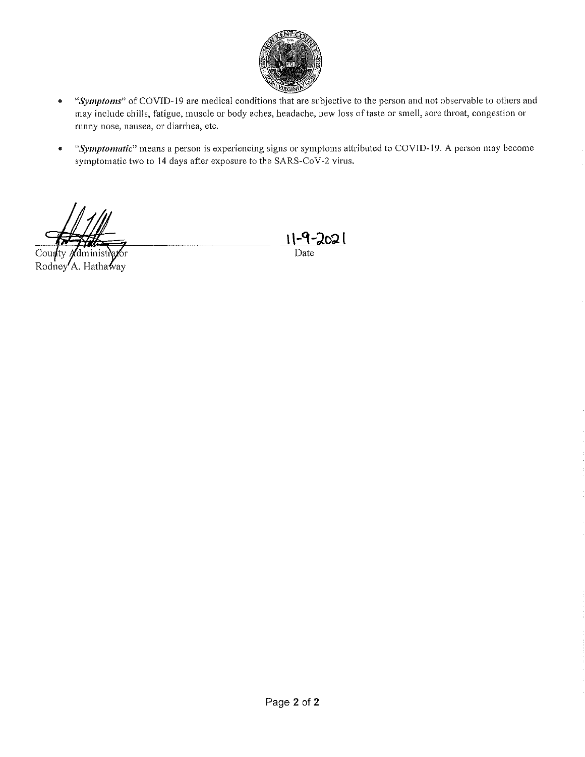- "***Symptoms***" of COVID-19 are medical conditions that are subjective to the person and not observable to others and may include chills, fatigue, muscle or body aches, headache, new loss of taste or smell, sore throat, congestion or runny nose, nausea, or diarrhea, etc.

- "***Symptomatic***" means a person is experiencing signs or symptoms attributed to COVID-19. A person may become symptomatic two to 14 days after exposure to the SARS-CoV-2 virus.

County Administrator
Rodney A. Hathaway

11-9-2021
Date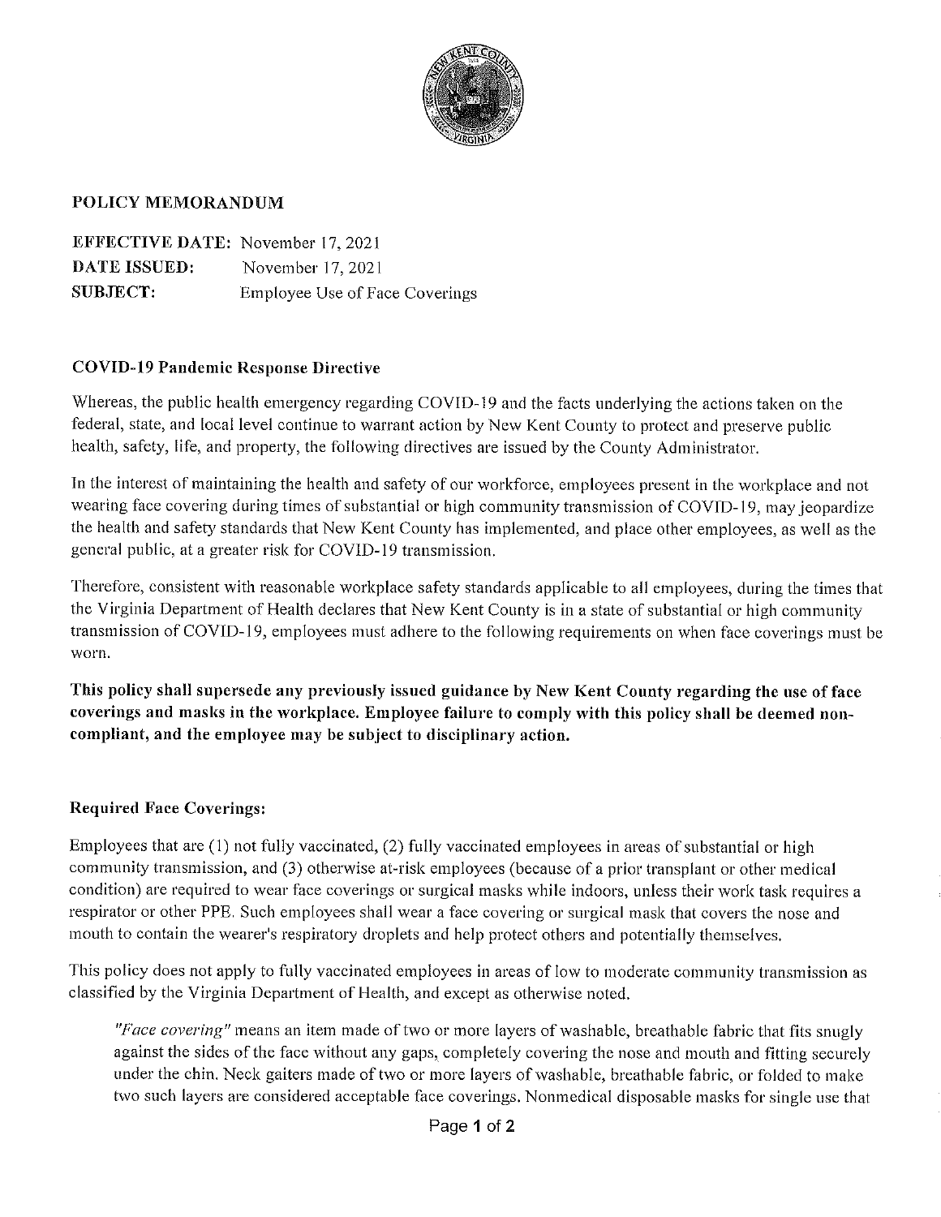## POLICY MEMORANDUM

**EFFECTIVE DATE:** November 17, 2021
**DATE ISSUED:** November 17, 2021
**SUBJECT:** Employee Use of Face Coverings

### COVID-19 Pandemic Response Directive

Whereas, the public health emergency regarding COVID-19 and the facts underlying the actions taken on the federal, state, and local level continue to warrant action by New Kent County to protect and preserve public health, safety, life, and property, the following directives are issued by the County Administrator.

In the interest of maintaining the health and safety of our workforce, employees present in the workplace and not wearing face covering during times of substantial or high community transmission of COVID-19, may jeopardize the health and safety standards that New Kent County has implemented, and place other employees, as well as the general public, at a greater risk for COVID-19 transmission.

Therefore, consistent with reasonable workplace safety standards applicable to all employees, during the times that the Virginia Department of Health declares that New Kent County is in a state of substantial or high community transmission of COVID-19, employees must adhere to the following requirements on when face coverings must be worn.

**This policy shall supersede any previously issued guidance by New Kent County regarding the use of face coverings and masks in the workplace. Employee failure to comply with this policy shall be deemed non-compliant, and the employee may be subject to disciplinary action.**

### Required Face Coverings:

Employees that are (1) not fully vaccinated, (2) fully vaccinated employees in areas of substantial or high community transmission, and (3) otherwise at-risk employees (because of a prior transplant or other medical condition) are required to wear face coverings or surgical masks while indoors, unless their work task requires a respirator or other PPE. Such employees shall wear a face covering or surgical mask that covers the nose and mouth to contain the wearer's respiratory droplets and help protect others and potentially themselves.

This policy does not apply to fully vaccinated employees in areas of low to moderate community transmission as classified by the Virginia Department of Health, and except as otherwise noted.

> *"Face covering"* means an item made of two or more layers of washable, breathable fabric that fits snugly against the sides of the face without any gaps, completely covering the nose and mouth and fitting securely under the chin. Neck gaiters made of two or more layers of washable, breathable fabric, or folded to make two such layers are considered acceptable face coverings. Nonmedical disposable masks for single use that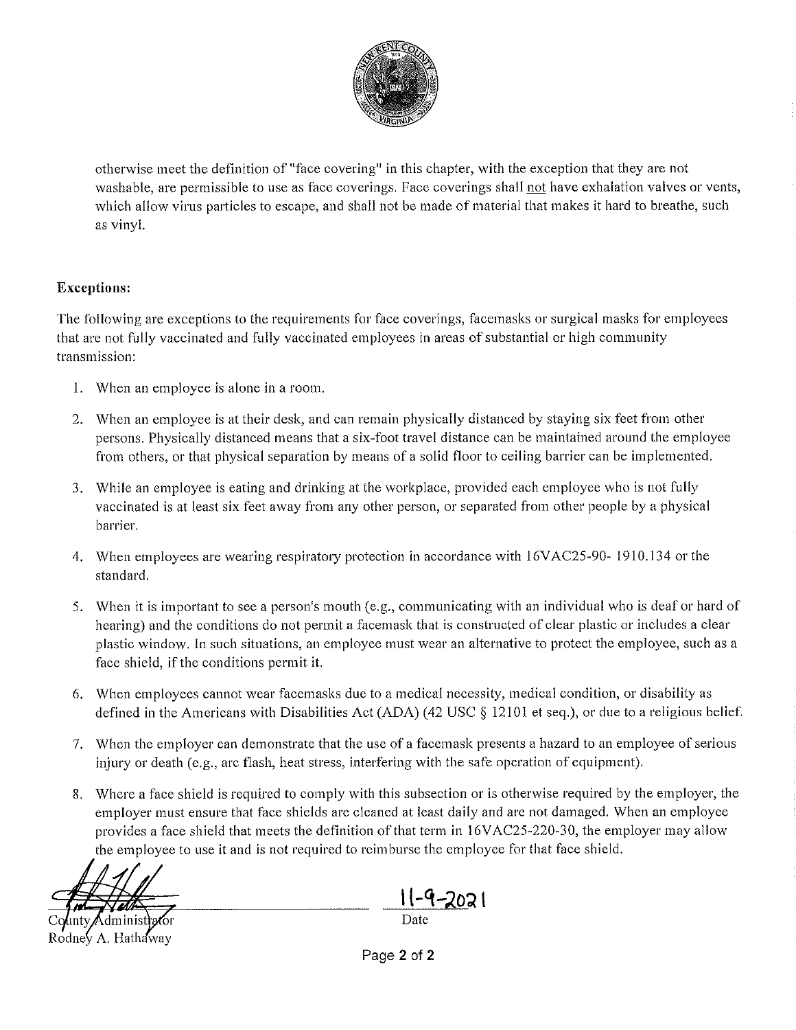otherwise meet the definition of "face covering" in this chapter, with the exception that they are not washable, are permissible to use as face coverings. Face coverings shall not have exhalation valves or vents, which allow virus particles to escape, and shall not be made of material that makes it hard to breathe, such as vinyl.

**Exceptions:**

The following are exceptions to the requirements for face coverings, facemasks or surgical masks for employees that are not fully vaccinated and fully vaccinated employees in areas of substantial or high community transmission:

1. When an employee is alone in a room.
2. When an employee is at their desk, and can remain physically distanced by staying six feet from other persons. Physically distanced means that a six-foot travel distance can be maintained around the employee from others, or that physical separation by means of a solid floor to ceiling barrier can be implemented.
3. While an employee is eating and drinking at the workplace, provided each employee who is not fully vaccinated is at least six feet away from any other person, or separated from other people by a physical barrier.
4. When employees are wearing respiratory protection in accordance with 16VAC25-90- 1910.134 or the standard.
5. When it is important to see a person's mouth (e.g., communicating with an individual who is deaf or hard of hearing) and the conditions do not permit a facemask that is constructed of clear plastic or includes a clear plastic window. In such situations, an employee must wear an alternative to protect the employee, such as a face shield, if the conditions permit it.
6. When employees cannot wear facemasks due to a medical necessity, medical condition, or disability as defined in the Americans with Disabilities Act (ADA) (42 USC § 12101 et seq.), or due to a religious belief.
7. When the employer can demonstrate that the use of a facemask presents a hazard to an employee of serious injury or death (e.g., arc flash, heat stress, interfering with the safe operation of equipment).
8. Where a face shield is required to comply with this subsection or is otherwise required by the employer, the employer must ensure that face shields are cleaned at least daily and are not damaged. When an employee provides a face shield that meets the definition of that term in 16VAC25-220-30, the employer may allow the employee to use it and is not required to reimburse the employee for that face shield.

County Administrator
Rodney A. Hathaway

11-9-2021
Date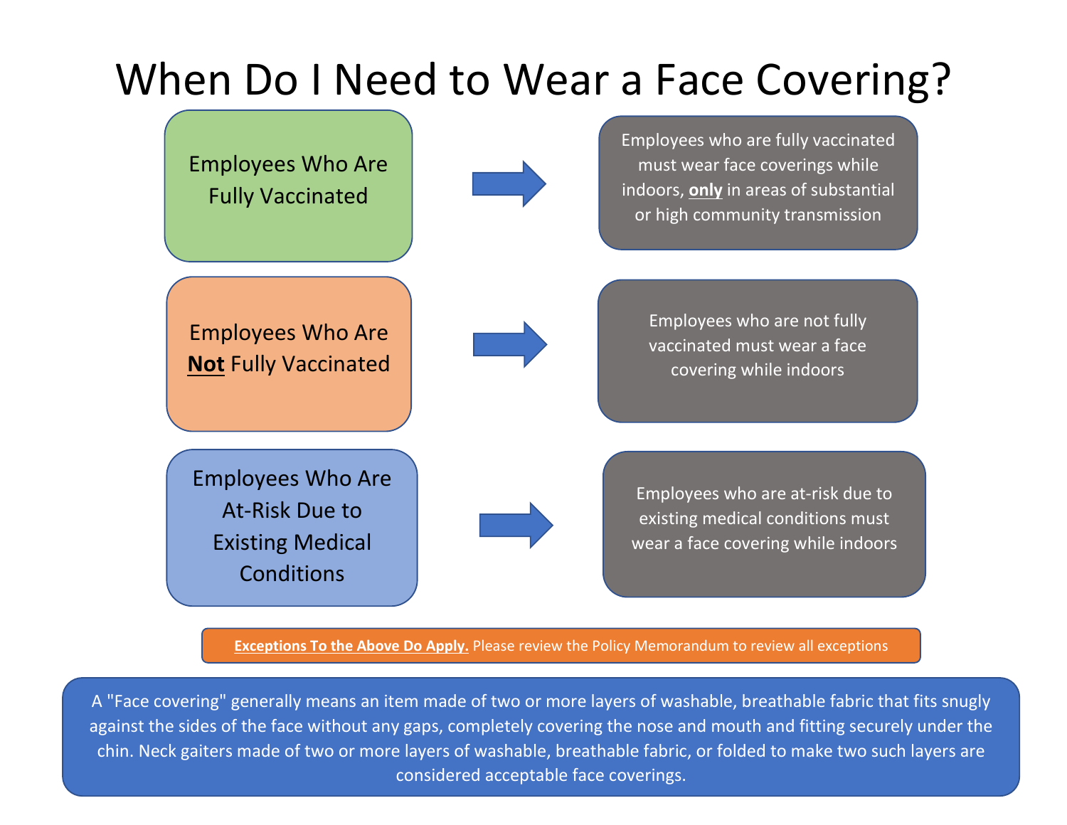# When Do I Need to Wear a Face Covering?

| Employee Group | Requirement |
| --- | --- |
| Employees Who Are Fully Vaccinated | Employees who are fully vaccinated must wear face coverings while indoors, **only** in areas of substantial or high community transmission |
| Employees Who Are **Not** Fully Vaccinated | Employees who are not fully vaccinated must wear a face covering while indoors |
| Employees Who Are At-Risk Due to Existing Medical Conditions | Employees who are at-risk due to existing medical conditions must wear a face covering while indoors |

**Exceptions To the Above Do Apply.** Please review the Policy Memorandum to review all exceptions

A "Face covering" generally means an item made of two or more layers of washable, breathable fabric that fits snugly against the sides of the face without any gaps, completely covering the nose and mouth and fitting securely under the chin. Neck gaiters made of two or more layers of washable, breathable fabric, or folded to make two such layers are considered acceptable face coverings.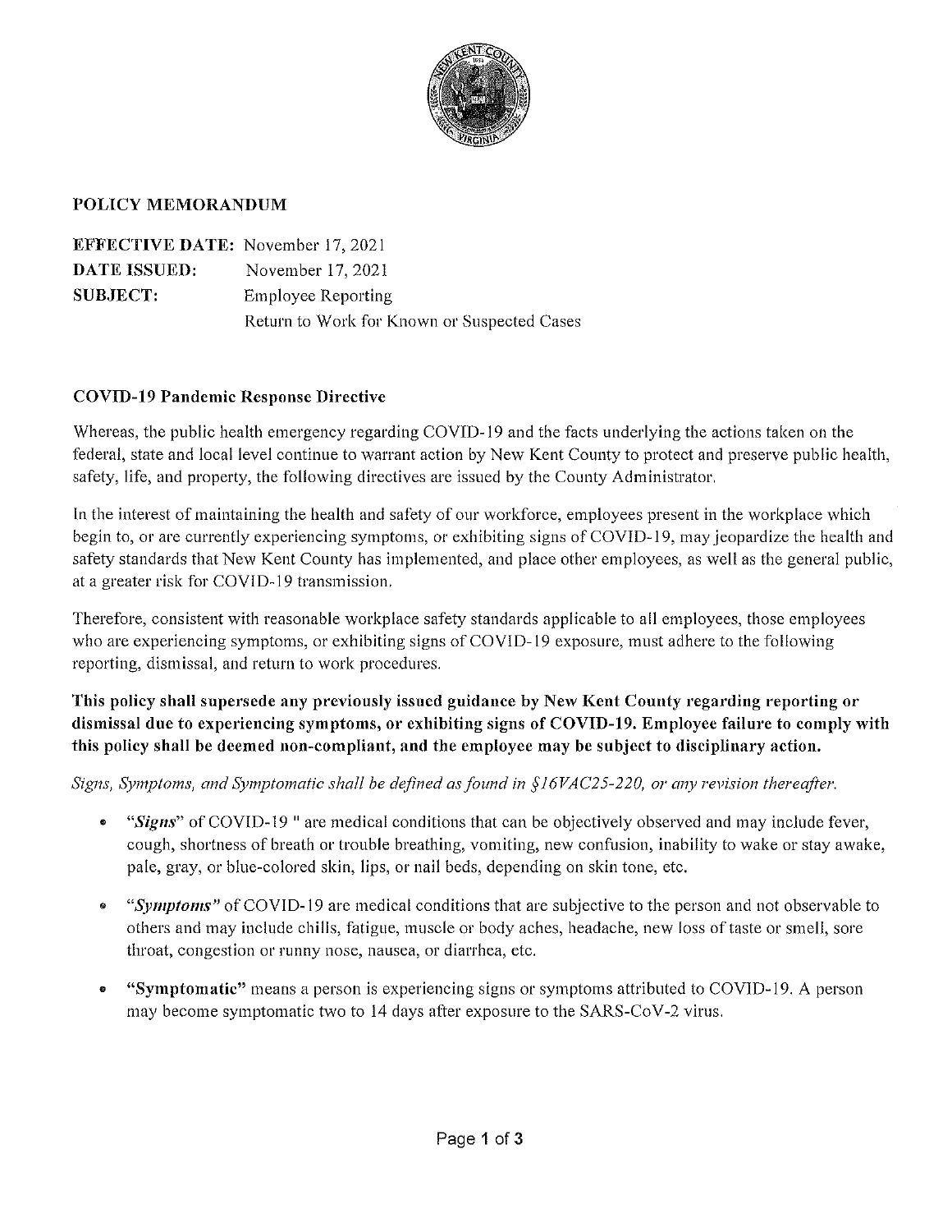## POLICY MEMORANDUM

**EFFECTIVE DATE:** November 17, 2021
**DATE ISSUED:** November 17, 2021
**SUBJECT:** Employee Reporting
Return to Work for Known or Suspected Cases

### COVID-19 Pandemic Response Directive

Whereas, the public health emergency regarding COVID-19 and the facts underlying the actions taken on the federal, state and local level continue to warrant action by New Kent County to protect and preserve public health, safety, life, and property, the following directives are issued by the County Administrator.

In the interest of maintaining the health and safety of our workforce, employees present in the workplace which begin to, or are currently experiencing symptoms, or exhibiting signs of COVID-19, may jeopardize the health and safety standards that New Kent County has implemented, and place other employees, as well as the general public, at a greater risk for COVID-19 transmission.

Therefore, consistent with reasonable workplace safety standards applicable to all employees, those employees who are experiencing symptoms, or exhibiting signs of COVID-19 exposure, must adhere to the following reporting, dismissal, and return to work procedures.

**This policy shall supersede any previously issued guidance by New Kent County regarding reporting or dismissal due to experiencing symptoms, or exhibiting signs of COVID-19. Employee failure to comply with this policy shall be deemed non-compliant, and the employee may be subject to disciplinary action.**

*Signs, Symptoms, and Symptomatic shall be defined as found in §16VAC25-220, or any revision thereafter.*

- *"**Signs**"* of COVID-19 " are medical conditions that can be objectively observed and may include fever, cough, shortness of breath or trouble breathing, vomiting, new confusion, inability to wake or stay awake, pale, gray, or blue-colored skin, lips, or nail beds, depending on skin tone, etc.
- *"**Symptoms**"* of COVID-19 are medical conditions that are subjective to the person and not observable to others and may include chills, fatigue, muscle or body aches, headache, new loss of taste or smell, sore throat, congestion or runny nose, nausea, or diarrhea, etc.
- **"Symptomatic"** means a person is experiencing signs or symptoms attributed to COVID-19. A person may become symptomatic two to 14 days after exposure to the SARS-CoV-2 virus.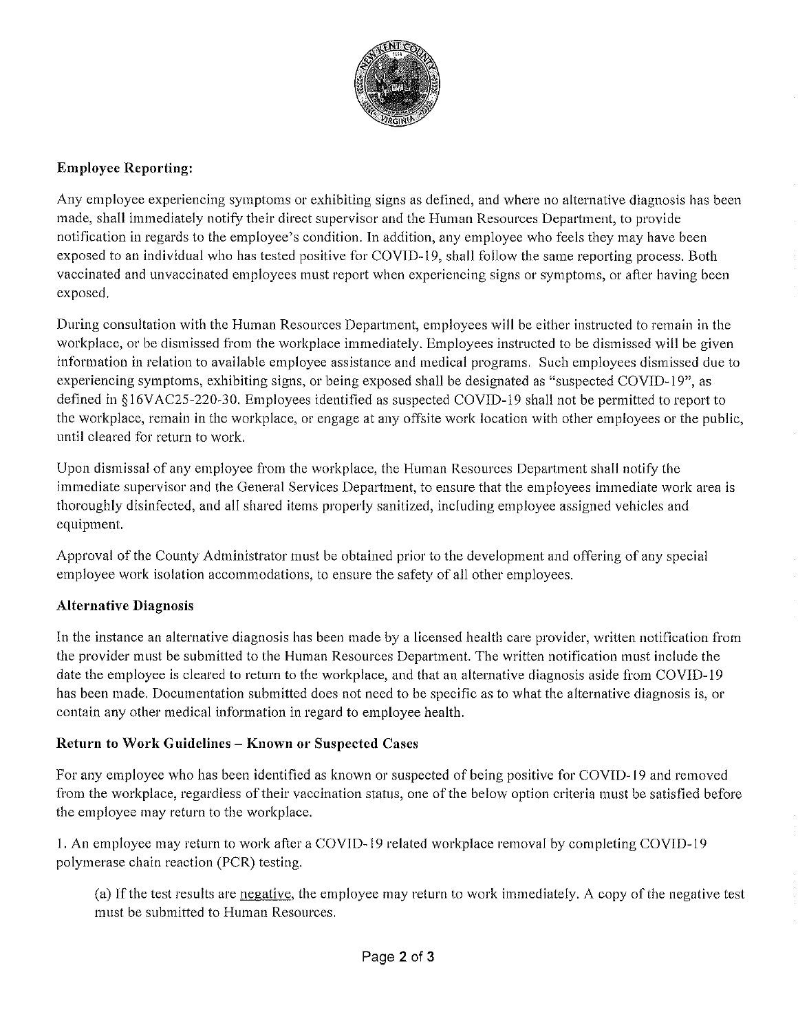**Employee Reporting:**

Any employee experiencing symptoms or exhibiting signs as defined, and where no alternative diagnosis has been made, shall immediately notify their direct supervisor and the Human Resources Department, to provide notification in regards to the employee's condition. In addition, any employee who feels they may have been exposed to an individual who has tested positive for COVID-19, shall follow the same reporting process. Both vaccinated and unvaccinated employees must report when experiencing signs or symptoms, or after having been exposed.

During consultation with the Human Resources Department, employees will be either instructed to remain in the workplace, or be dismissed from the workplace immediately. Employees instructed to be dismissed will be given information in relation to available employee assistance and medical programs. Such employees dismissed due to experiencing symptoms, exhibiting signs, or being exposed shall be designated as "suspected COVID-19", as defined in §16VAC25-220-30. Employees identified as suspected COVID-19 shall not be permitted to report to the workplace, remain in the workplace, or engage at any offsite work location with other employees or the public, until cleared for return to work.

Upon dismissal of any employee from the workplace, the Human Resources Department shall notify the immediate supervisor and the General Services Department, to ensure that the employees immediate work area is thoroughly disinfected, and all shared items properly sanitized, including employee assigned vehicles and equipment.

Approval of the County Administrator must be obtained prior to the development and offering of any special employee work isolation accommodations, to ensure the safety of all other employees.

**Alternative Diagnosis**

In the instance an alternative diagnosis has been made by a licensed health care provider, written notification from the provider must be submitted to the Human Resources Department. The written notification must include the date the employee is cleared to return to the workplace, and that an alternative diagnosis aside from COVID-19 has been made. Documentation submitted does not need to be specific as to what the alternative diagnosis is, or contain any other medical information in regard to employee health.

**Return to Work Guidelines – Known or Suspected Cases**

For any employee who has been identified as known or suspected of being positive for COVID-19 and removed from the workplace, regardless of their vaccination status, one of the below option criteria must be satisfied before the employee may return to the workplace.

1. An employee may return to work after a COVID-19 related workplace removal by completing COVID-19 polymerase chain reaction (PCR) testing.

    (a) If the test results are negative, the employee may return to work immediately. A copy of the negative test must be submitted to Human Resources.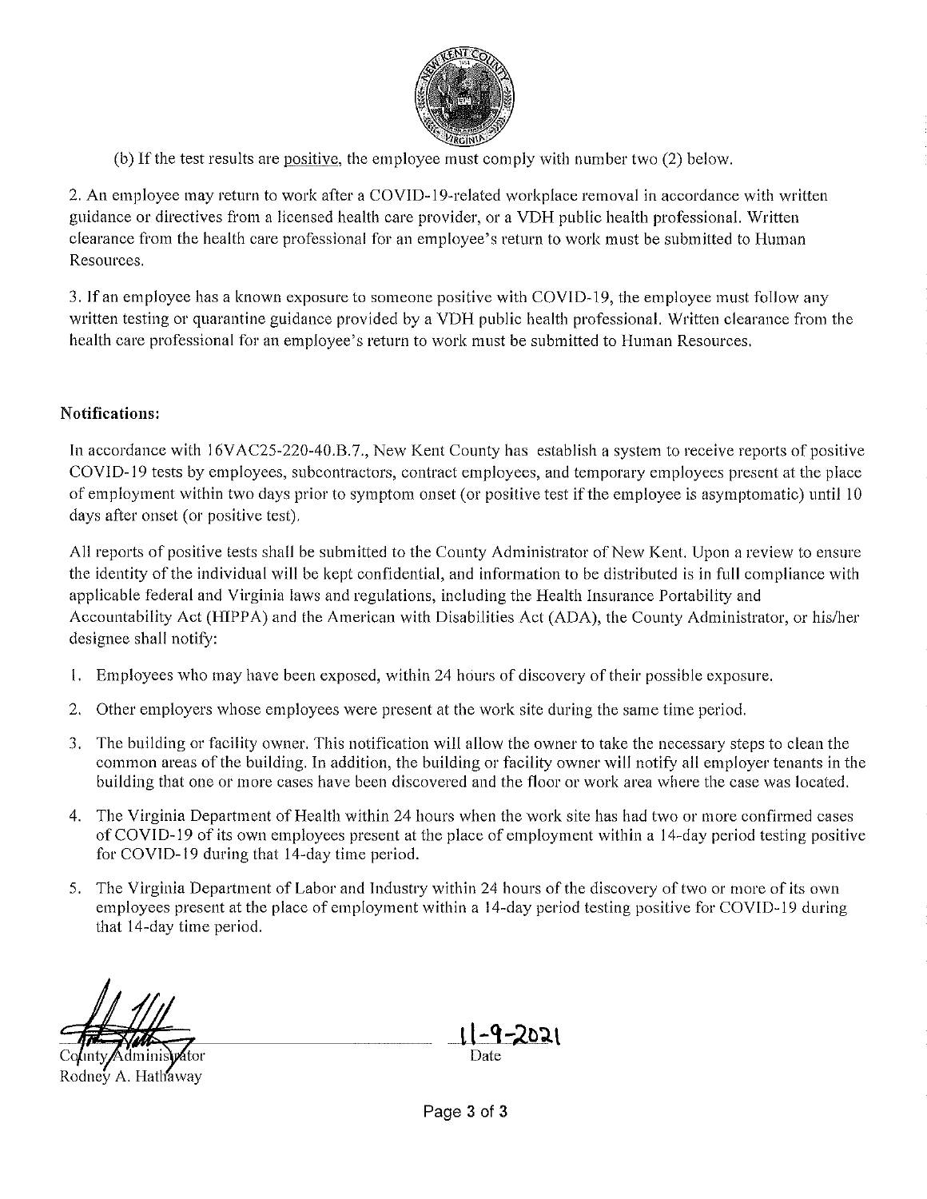(b) If the test results are positive, the employee must comply with number two (2) below.

2. An employee may return to work after a COVID-19-related workplace removal in accordance with written guidance or directives from a licensed health care provider, or a VDH public health professional. Written clearance from the health care professional for an employee's return to work must be submitted to Human Resources.

3. If an employee has a known exposure to someone positive with COVID-19, the employee must follow any written testing or quarantine guidance provided by a VDH public health professional. Written clearance from the health care professional for an employee's return to work must be submitted to Human Resources.

**Notifications:**

In accordance with 16VAC25-220-40.B.7., New Kent County has establish a system to receive reports of positive COVID-19 tests by employees, subcontractors, contract employees, and temporary employees present at the place of employment within two days prior to symptom onset (or positive test if the employee is asymptomatic) until 10 days after onset (or positive test).

All reports of positive tests shall be submitted to the County Administrator of New Kent. Upon a review to ensure the identity of the individual will be kept confidential, and information to be distributed is in full compliance with applicable federal and Virginia laws and regulations, including the Health Insurance Portability and Accountability Act (HIPPA) and the American with Disabilities Act (ADA), the County Administrator, or his/her designee shall notify:

1. Employees who may have been exposed, within 24 hours of discovery of their possible exposure.
2. Other employers whose employees were present at the work site during the same time period.
3. The building or facility owner. This notification will allow the owner to take the necessary steps to clean the common areas of the building. In addition, the building or facility owner will notify all employer tenants in the building that one or more cases have been discovered and the floor or work area where the case was located.
4. The Virginia Department of Health within 24 hours when the work site has had two or more confirmed cases of COVID-19 of its own employees present at the place of employment within a 14-day period testing positive for COVID-19 during that 14-day time period.
5. The Virginia Department of Labor and Industry within 24 hours of the discovery of two or more of its own employees present at the place of employment within a 14-day period testing positive for COVID-19 during that 14-day time period.

County Administrator
Rodney A. Hathaway

11-9-2021
Date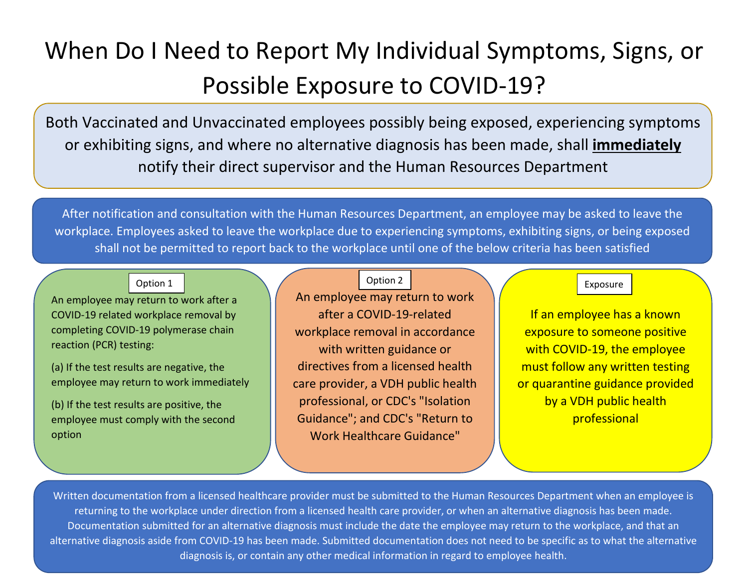# When Do I Need to Report My Individual Symptoms, Signs, or Possible Exposure to COVID-19?

Both Vaccinated and Unvaccinated employees possibly being exposed, experiencing symptoms or exhibiting signs, and where no alternative diagnosis has been made, shall **immediately** notify their direct supervisor and the Human Resources Department

After notification and consultation with the Human Resources Department, an employee may be asked to leave the workplace. Employees asked to leave the workplace due to experiencing symptoms, exhibiting signs, or being exposed shall not be permitted to report back to the workplace until one of the below criteria has been satisfied

### Option 1

An employee may return to work after a COVID-19 related workplace removal by completing COVID-19 polymerase chain reaction (PCR) testing:

(a) If the test results are negative, the employee may return to work immediately

(b) If the test results are positive, the employee must comply with the second option

### Option 2

An employee may return to work after a COVID-19-related workplace removal in accordance with written guidance or directives from a licensed health care provider, a VDH public health professional, or CDC's "Isolation Guidance"; and CDC's "Return to Work Healthcare Guidance"

### Exposure

If an employee has a known exposure to someone positive with COVID-19, the employee must follow any written testing or quarantine guidance provided by a VDH public health professional

Written documentation from a licensed healthcare provider must be submitted to the Human Resources Department when an employee is returning to the workplace under direction from a licensed health care provider, or when an alternative diagnosis has been made. Documentation submitted for an alternative diagnosis must include the date the employee may return to the workplace, and that an alternative diagnosis aside from COVID-19 has been made. Submitted documentation does not need to be specific as to what the alternative diagnosis is, or contain any other medical information in regard to employee health.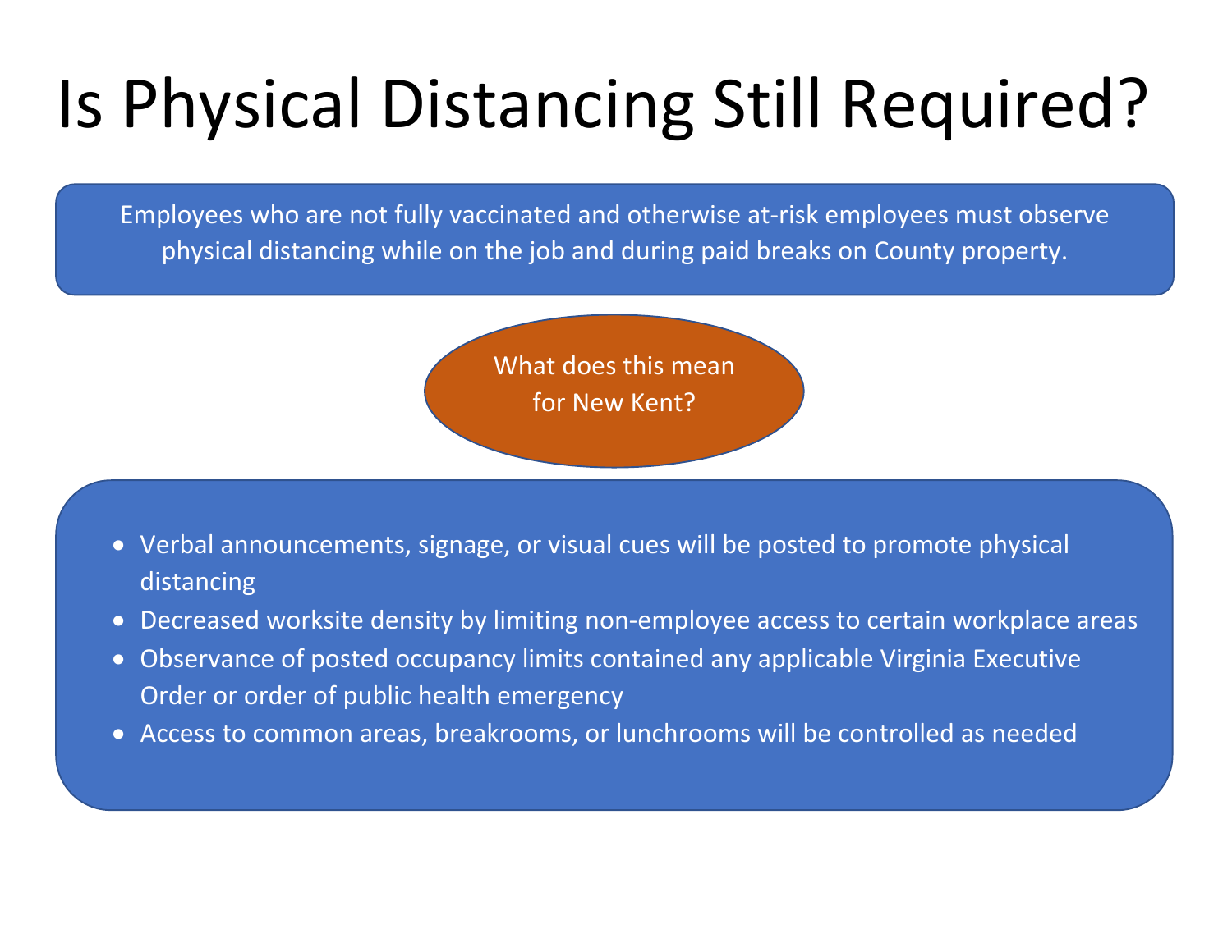# Is Physical Distancing Still Required?

Employees who are not fully vaccinated and otherwise at-risk employees must observe physical distancing while on the job and during paid breaks on County property.

What does this mean for New Kent?

- Verbal announcements, signage, or visual cues will be posted to promote physical distancing
- Decreased worksite density by limiting non-employee access to certain workplace areas
- Observance of posted occupancy limits contained any applicable Virginia Executive Order or order of public health emergency
- Access to common areas, breakrooms, or lunchrooms will be controlled as needed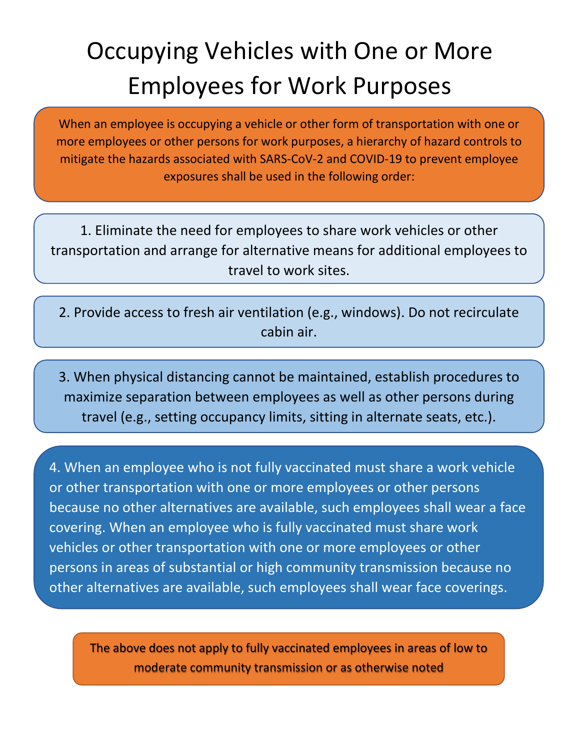# Occupying Vehicles with One or More Employees for Work Purposes

When an employee is occupying a vehicle or other form of transportation with one or more employees or other persons for work purposes, a hierarchy of hazard controls to mitigate the hazards associated with SARS-CoV-2 and COVID-19 to prevent employee exposures shall be used in the following order:

1. Eliminate the need for employees to share work vehicles or other transportation and arrange for alternative means for additional employees to travel to work sites.

2. Provide access to fresh air ventilation (e.g., windows). Do not recirculate cabin air.

3. When physical distancing cannot be maintained, establish procedures to maximize separation between employees as well as other persons during travel (e.g., setting occupancy limits, sitting in alternate seats, etc.).

4. When an employee who is not fully vaccinated must share a work vehicle or other transportation with one or more employees or other persons because no other alternatives are available, such employees shall wear a face covering. When an employee who is fully vaccinated must share work vehicles or other transportation with one or more employees or other persons in areas of substantial or high community transmission because no other alternatives are available, such employees shall wear face coverings.

The above does not apply to fully vaccinated employees in areas of low to moderate community transmission or as otherwise noted